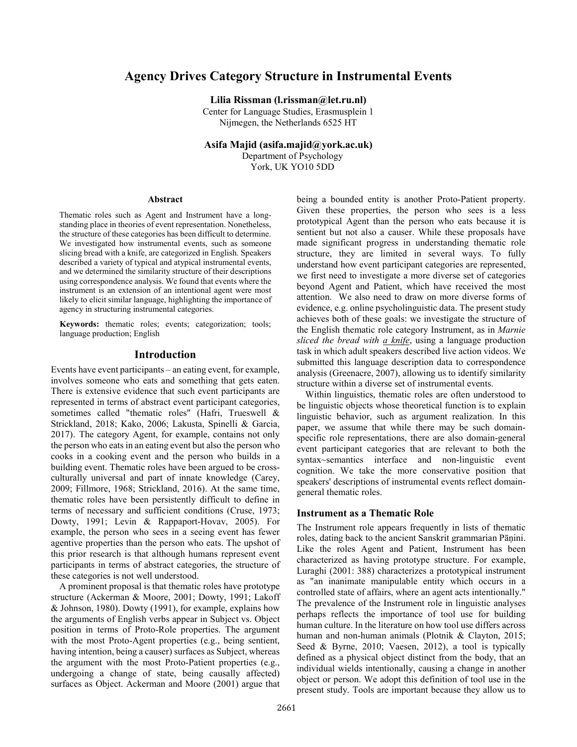# Agency Drives Category Structure in Instrumental Events

**Lilia Rissman (l.rissman@let.ru.nl)**
Center for Language Studies, Erasmusplein 1
Nijmegen, the Netherlands 6525 HT

**Asifa Majid (asifa.majid@york.ac.uk)**
Department of Psychology
York, UK YO10 5DD

## Abstract

Thematic roles such as Agent and Instrument have a long-standing place in theories of event representation. Nonetheless, the structure of these categories has been difficult to determine. We investigated how instrumental events, such as someone slicing bread with a knife, are categorized in English. Speakers described a variety of typical and atypical instrumental events, and we determined the similarity structure of their descriptions using correspondence analysis. We found that events where the instrument is an extension of an intentional agent were most likely to elicit similar language, highlighting the importance of agency in structuring instrumental categories.

**Keywords:** thematic roles; events; categorization; tools; language production; English

## Introduction

Events have event participants – an eating event, for example, involves someone who eats and something that gets eaten. There is extensive evidence that such event participants are represented in terms of abstract event participant categories, sometimes called "thematic roles" (Hafri, Trueswell & Strickland, 2018; Kako, 2006; Lakusta, Spinelli & Garcia, 2017). The category Agent, for example, contains not only the person who eats in an eating event but also the person who cooks in a cooking event and the person who builds in a building event. Thematic roles have been argued to be cross-culturally universal and part of innate knowledge (Carey, 2009; Fillmore, 1968; Strickland, 2016). At the same time, thematic roles have been persistently difficult to define in terms of necessary and sufficient conditions (Cruse, 1973; Dowty, 1991; Levin & Rappaport-Hovav, 2005). For example, the person who sees in a seeing event has fewer agentive properties than the person who eats. The upshot of this prior research is that although humans represent event participants in terms of abstract categories, the structure of these categories is not well understood.

A prominent proposal is that thematic roles have prototype structure (Ackerman & Moore, 2001; Dowty, 1991; Lakoff & Johnson, 1980). Dowty (1991), for example, explains how the arguments of English verbs appear in Subject vs. Object position in terms of Proto-Role properties. The argument with the most Proto-Agent properties (e.g., being sentient, having intention, being a causer) surfaces as Subject, whereas the argument with the most Proto-Patient properties (e.g., undergoing a change of state, being causally affected) surfaces as Object. Ackerman and Moore (2001) argue that being a bounded entity is another Proto-Patient property. Given these properties, the person who sees is a less prototypical Agent than the person who eats because it is sentient but not also a causer. While these proposals have made significant progress in understanding thematic role structure, they are limited in several ways. To fully understand how event participant categories are represented, we first need to investigate a more diverse set of categories beyond Agent and Patient, which have received the most attention. We also need to draw on more diverse forms of evidence, e.g. online psycholinguistic data. The present study achieves both of these goals: we investigate the structure of the English thematic role category Instrument, as in *Marnie sliced the bread with a knife*, using a language production task in which adult speakers described live action videos. We submitted this language description data to correspondence analysis (Greenacre, 2007), allowing us to identify similarity structure within a diverse set of instrumental events.

Within linguistics, thematic roles are often understood to be linguistic objects whose theoretical function is to explain linguistic behavior, such as argument realization. In this paper, we assume that while there may be such domain-specific role representations, there are also domain-general event participant categories that are relevant to both the syntax~semantics interface and non-linguistic event cognition. We take the more conservative position that speakers' descriptions of instrumental events reflect domain-general thematic roles.

### Instrument as a Thematic Role

The Instrument role appears frequently in lists of thematic roles, dating back to the ancient Sanskrit grammarian Pāṇini. Like the roles Agent and Patient, Instrument has been characterized as having prototype structure. For example, Luraghi (2001: 388) characterizes a prototypical instrument as "an inanimate manipulable entity which occurs in a controlled state of affairs, where an agent acts intentionally." The prevalence of the Instrument role in linguistic analyses perhaps reflects the importance of tool use for building human culture. In the literature on how tool use differs across human and non-human animals (Plotnik & Clayton, 2015; Seed & Byrne, 2010; Vaesen, 2012), a tool is typically defined as a physical object distinct from the body, that an individual wields intentionally, causing a change in another object or person. We adopt this definition of tool use in the present study. Tools are important because they allow us to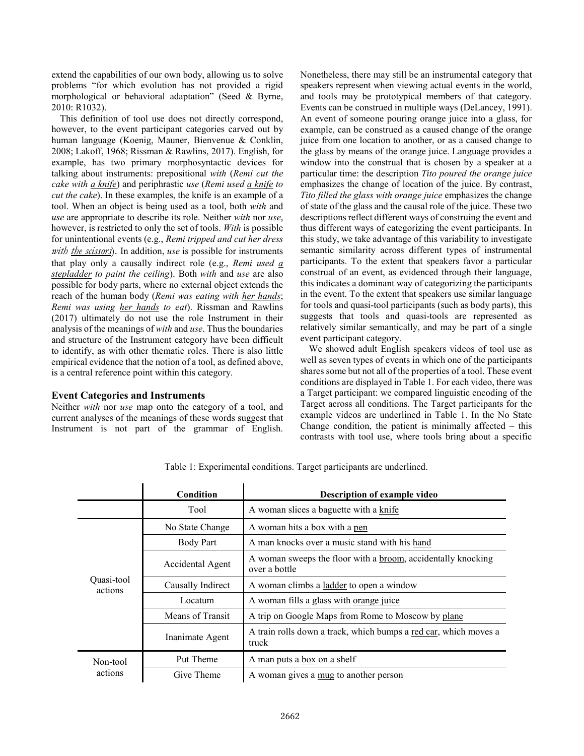extend the capabilities of our own body, allowing us to solve problems "for which evolution has not provided a rigid morphological or behavioral adaptation" (Seed & Byrne, 2010: R1032).

This definition of tool use does not directly correspond, however, to the event participant categories carved out by human language (Koenig, Mauner, Bienvenue & Conklin, 2008; Lakoff, 1968; Rissman & Rawlins, 2017). English, for example, has two primary morphosyntactic devices for talking about instruments: prepositional *with* (*Remi cut the cake with a knife*) and periphrastic *use* (*Remi used a knife to cut the cake*). In these examples, the knife is an example of a tool. When an object is being used as a tool, both *with* and *use* are appropriate to describe its role. Neither *with* nor *use*, however, is restricted to only the set of tools. *With* is possible for unintentional events (e.g., *Remi tripped and cut her dress with the scissors*). In addition, *use* is possible for instruments that play only a causally indirect role (e.g., *Remi used a stepladder to paint the ceiling*). Both *with* and *use* are also possible for body parts, where no external object extends the reach of the human body (*Remi was eating with her hands*; *Remi was using her hands to eat*). Rissman and Rawlins (2017) ultimately do not use the role Instrument in their analysis of the meanings of *with* and *use*. Thus the boundaries and structure of the Instrument category have been difficult to identify, as with other thematic roles. There is also little empirical evidence that the notion of a tool, as defined above, is a central reference point within this category.

## Event Categories and Instruments

Neither *with* nor *use* map onto the category of a tool, and current analyses of the meanings of these words suggest that Instrument is not part of the grammar of English. Nonetheless, there may still be an instrumental category that speakers represent when viewing actual events in the world, and tools may be prototypical members of that category. Events can be construed in multiple ways (DeLancey, 1991). An event of someone pouring orange juice into a glass, for example, can be construed as a caused change of the orange juice from one location to another, or as a caused change to the glass by means of the orange juice. Language provides a window into the construal that is chosen by a speaker at a particular time: the description *Tito poured the orange juice* emphasizes the change of location of the juice. By contrast, *Tito filled the glass with orange juice* emphasizes the change of state of the glass and the causal role of the juice. These two descriptions reflect different ways of construing the event and thus different ways of categorizing the event participants. In this study, we take advantage of this variability to investigate semantic similarity across different types of instrumental participants. To the extent that speakers favor a particular construal of an event, as evidenced through their language, this indicates a dominant way of categorizing the participants in the event. To the extent that speakers use similar language for tools and quasi-tool participants (such as body parts), this suggests that tools and quasi-tools are represented as relatively similar semantically, and may be part of a single event participant category.

We showed adult English speakers videos of tool use as well as seven types of events in which one of the participants shares some but not all of the properties of a tool. These event conditions are displayed in Table 1. For each video, there was a Target participant: we compared linguistic encoding of the Target across all conditions. The Target participants for the example videos are underlined in Table 1. In the No State Change condition, the patient is minimally affected – this contrasts with tool use, where tools bring about a specific

Table 1: Experimental conditions. Target participants are underlined.

| | Condition | Description of example video |
|---|---|---|
| | Tool | A woman slices a baguette with a knife |
| Quasi-tool actions | No State Change | A woman hits a box with a pen |
| | Body Part | A man knocks over a music stand with his hand |
| | Accidental Agent | A woman sweeps the floor with a broom, accidentally knocking over a bottle |
| | Causally Indirect | A woman climbs a ladder to open a window |
| | Locatum | A woman fills a glass with orange juice |
| | Means of Transit | A trip on Google Maps from Rome to Moscow by plane |
| | Inanimate Agent | A train rolls down a track, which bumps a red car, which moves a truck |
| Non-tool actions | Put Theme | A man puts a box on a shelf |
| | Give Theme | A woman gives a mug to another person |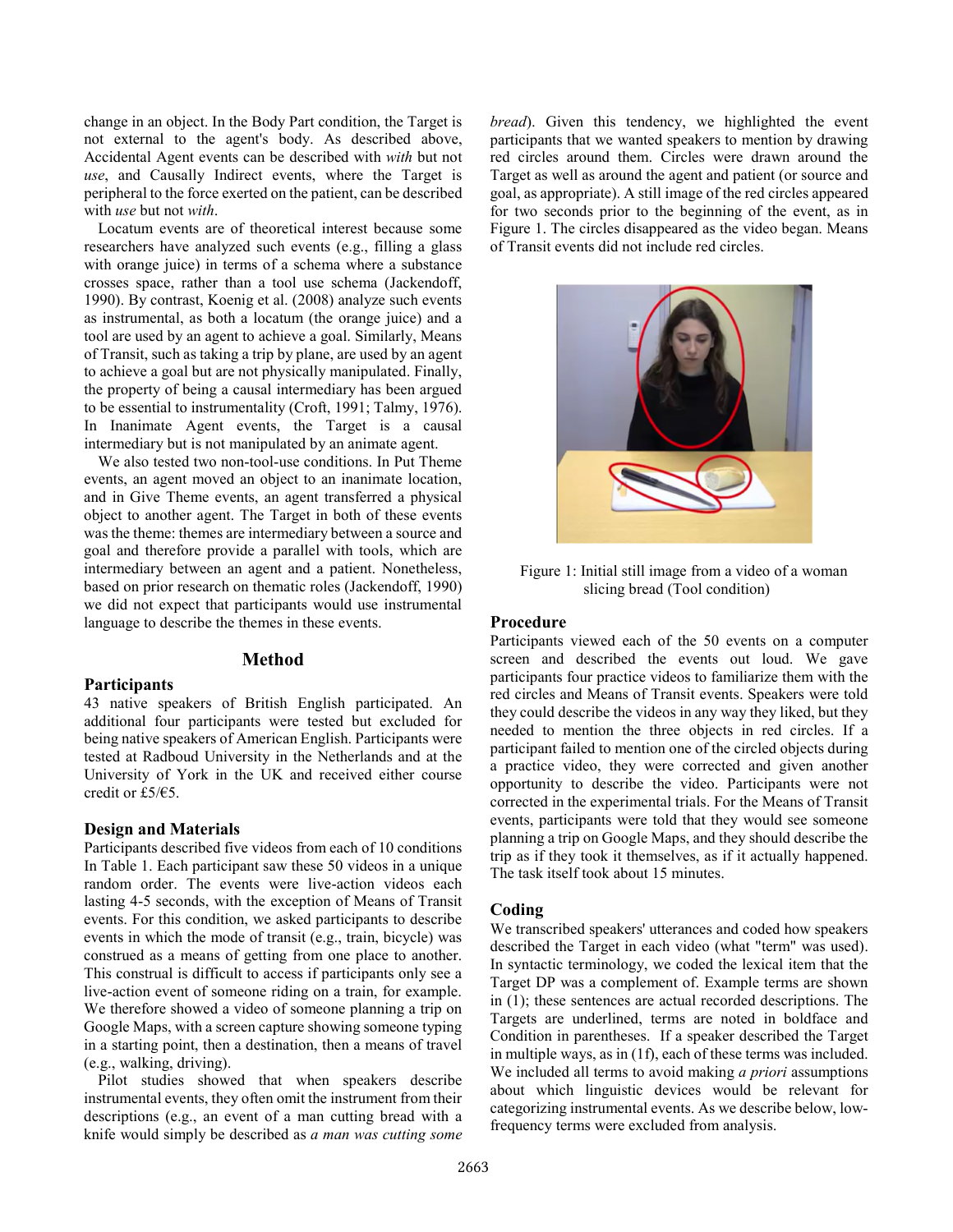change in an object. In the Body Part condition, the Target is not external to the agent's body. As described above, Accidental Agent events can be described with *with* but not *use*, and Causally Indirect events, where the Target is peripheral to the force exerted on the patient, can be described with *use* but not *with*.

Locatum events are of theoretical interest because some researchers have analyzed such events (e.g., filling a glass with orange juice) in terms of a schema where a substance crosses space, rather than a tool use schema (Jackendoff, 1990). By contrast, Koenig et al. (2008) analyze such events as instrumental, as both a locatum (the orange juice) and a tool are used by an agent to achieve a goal. Similarly, Means of Transit, such as taking a trip by plane, are used by an agent to achieve a goal but are not physically manipulated. Finally, the property of being a causal intermediary has been argued to be essential to instrumentality (Croft, 1991; Talmy, 1976). In Inanimate Agent events, the Target is a causal intermediary but is not manipulated by an animate agent.

We also tested two non-tool-use conditions. In Put Theme events, an agent moved an object to an inanimate location, and in Give Theme events, an agent transferred a physical object to another agent. The Target in both of these events was the theme: themes are intermediary between a source and goal and therefore provide a parallel with tools, which are intermediary between an agent and a patient. Nonetheless, based on prior research on thematic roles (Jackendoff, 1990) we did not expect that participants would use instrumental language to describe the themes in these events.

## Method

### Participants

43 native speakers of British English participated. An additional four participants were tested but excluded for being native speakers of American English. Participants were tested at Radboud University in the Netherlands and at the University of York in the UK and received either course credit or £5/€5.

### Design and Materials

Participants described five videos from each of 10 conditions In Table 1. Each participant saw these 50 videos in a unique random order. The events were live-action videos each lasting 4-5 seconds, with the exception of Means of Transit events. For this condition, we asked participants to describe events in which the mode of transit (e.g., train, bicycle) was construed as a means of getting from one place to another. This construal is difficult to access if participants only see a live-action event of someone riding on a train, for example. We therefore showed a video of someone planning a trip on Google Maps, with a screen capture showing someone typing in a starting point, then a destination, then a means of travel (e.g., walking, driving).

Pilot studies showed that when speakers describe instrumental events, they often omit the instrument from their descriptions (e.g., an event of a man cutting bread with a knife would simply be described as *a man was cutting some bread*). Given this tendency, we highlighted the event participants that we wanted speakers to mention by drawing red circles around them. Circles were drawn around the Target as well as around the agent and patient (or source and goal, as appropriate). A still image of the red circles appeared for two seconds prior to the beginning of the event, as in Figure 1. The circles disappeared as the video began. Means of Transit events did not include red circles.

Figure 1: Initial still image from a video of a woman slicing bread (Tool condition)

### Procedure

Participants viewed each of the 50 events on a computer screen and described the events out loud. We gave participants four practice videos to familiarize them with the red circles and Means of Transit events. Speakers were told they could describe the videos in any way they liked, but they needed to mention the three objects in red circles. If a participant failed to mention one of the circled objects during a practice video, they were corrected and given another opportunity to describe the video. Participants were not corrected in the experimental trials. For the Means of Transit events, participants were told that they would see someone planning a trip on Google Maps, and they should describe the trip as if they took it themselves, as if it actually happened. The task itself took about 15 minutes.

### Coding

We transcribed speakers' utterances and coded how speakers described the Target in each video (what "term" was used). In syntactic terminology, we coded the lexical item that the Target DP was a complement of. Example terms are shown in (1); these sentences are actual recorded descriptions. The Targets are underlined, terms are noted in boldface and Condition in parentheses. If a speaker described the Target in multiple ways, as in (1f), each of these terms was included. We included all terms to avoid making *a priori* assumptions about which linguistic devices would be relevant for categorizing instrumental events. As we describe below, low-frequency terms were excluded from analysis.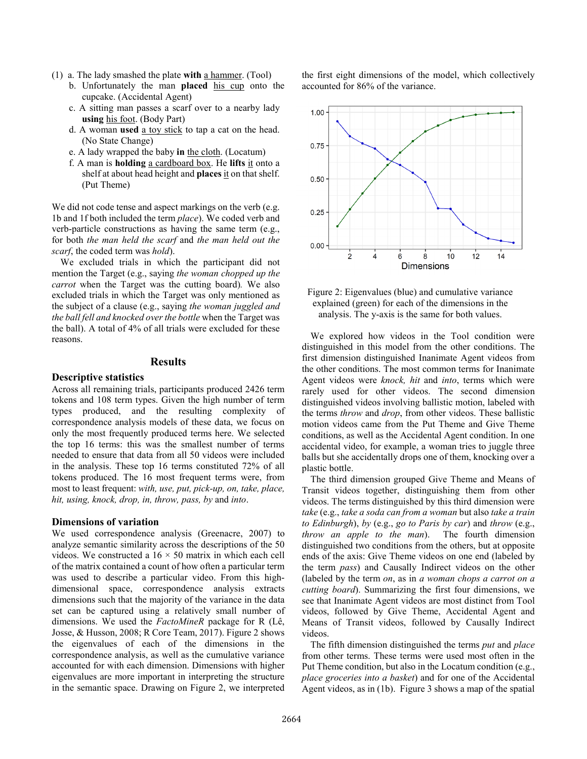(1) a. The lady smashed the plate **with** a hammer. (Tool)
  b. Unfortunately the man **placed** his cup onto the cupcake. (Accidental Agent)
  c. A sitting man passes a scarf over to a nearby lady **using** his foot. (Body Part)
  d. A woman **used** a toy stick to tap a cat on the head. (No State Change)
  e. A lady wrapped the baby **in** the cloth. (Locatum)
  f. A man is **holding** a cardboard box. He **lifts** it onto a shelf at about head height and **places** it on that shelf. (Put Theme)

We did not code tense and aspect markings on the verb (e.g. 1b and 1f both included the term *place*). We coded verb and verb-particle constructions as having the same term (e.g., for both *the man held the scarf* and *the man held out the scarf*, the coded term was *hold*).

We excluded trials in which the participant did not mention the Target (e.g., saying *the woman chopped up the carrot* when the Target was the cutting board). We also excluded trials in which the Target was only mentioned as the subject of a clause (e.g., saying *the woman juggled and the ball fell and knocked over the bottle* when the Target was the ball). A total of 4% of all trials were excluded for these reasons.

## Results

### Descriptive statistics

Across all remaining trials, participants produced 2426 term tokens and 108 term types. Given the high number of term types produced, and the resulting complexity of correspondence analysis models of these data, we focus on only the most frequently produced terms here. We selected the top 16 terms: this was the smallest number of terms needed to ensure that data from all 50 videos were included in the analysis. These top 16 terms constituted 72% of all tokens produced. The 16 most frequent terms were, from most to least frequent: *with, use, put, pick-up, on, take, place, hit, using, knock, drop, in, throw, pass, by* and *into*.

### Dimensions of variation

We used correspondence analysis (Greenacre, 2007) to analyze semantic similarity across the descriptions of the 50 videos. We constructed a $16 \times 50$ matrix in which each cell of the matrix contained a count of how often a particular term was used to describe a particular video. From this high-dimensional space, correspondence analysis extracts dimensions such that the majority of the variance in the data set can be captured using a relatively small number of dimensions. We used the *FactoMineR* package for R (Lê, Josse, & Husson, 2008; R Core Team, 2017). Figure 2 shows the eigenvalues of each of the dimensions in the correspondence analysis, as well as the cumulative variance accounted for with each dimension. Dimensions with higher eigenvalues are more important in interpreting the structure in the semantic space. Drawing on Figure 2, we interpreted the first eight dimensions of the model, which collectively accounted for 86% of the variance.

Figure 2: Eigenvalues (blue) and cumulative variance explained (green) for each of the dimensions in the analysis. The y-axis is the same for both values.

We explored how videos in the Tool condition were distinguished in this model from the other conditions. The first dimension distinguished Inanimate Agent videos from the other conditions. The most common terms for Inanimate Agent videos were *knock, hit* and *into*, terms which were rarely used for other videos. The second dimension distinguished videos involving ballistic motion, labeled with the terms *throw* and *drop*, from other videos. These ballistic motion videos came from the Put Theme and Give Theme conditions, as well as the Accidental Agent condition. In one accidental video, for example, a woman tries to juggle three balls but she accidentally drops one of them, knocking over a plastic bottle.

The third dimension grouped Give Theme and Means of Transit videos together, distinguishing them from other videos. The terms distinguished by this third dimension were *take* (e.g., *take a soda can from a woman* but also *take a train to Edinburgh*), *by* (e.g., *go to Paris by car*) and *throw* (e.g., *throw an apple to the man*). The fourth dimension distinguished two conditions from the others, but at opposite ends of the axis: Give Theme videos on one end (labeled by the term *pass*) and Causally Indirect videos on the other (labeled by the term *on*, as in *a woman chops a carrot on a cutting board*). Summarizing the first four dimensions, we see that Inanimate Agent videos are most distinct from Tool videos, followed by Give Theme, Accidental Agent and Means of Transit videos, followed by Causally Indirect videos.

The fifth dimension distinguished the terms *put* and *place* from other terms. These terms were used most often in the Put Theme condition, but also in the Locatum condition (e.g., *place groceries into a basket*) and for one of the Accidental Agent videos, as in (1b). Figure 3 shows a map of the spatial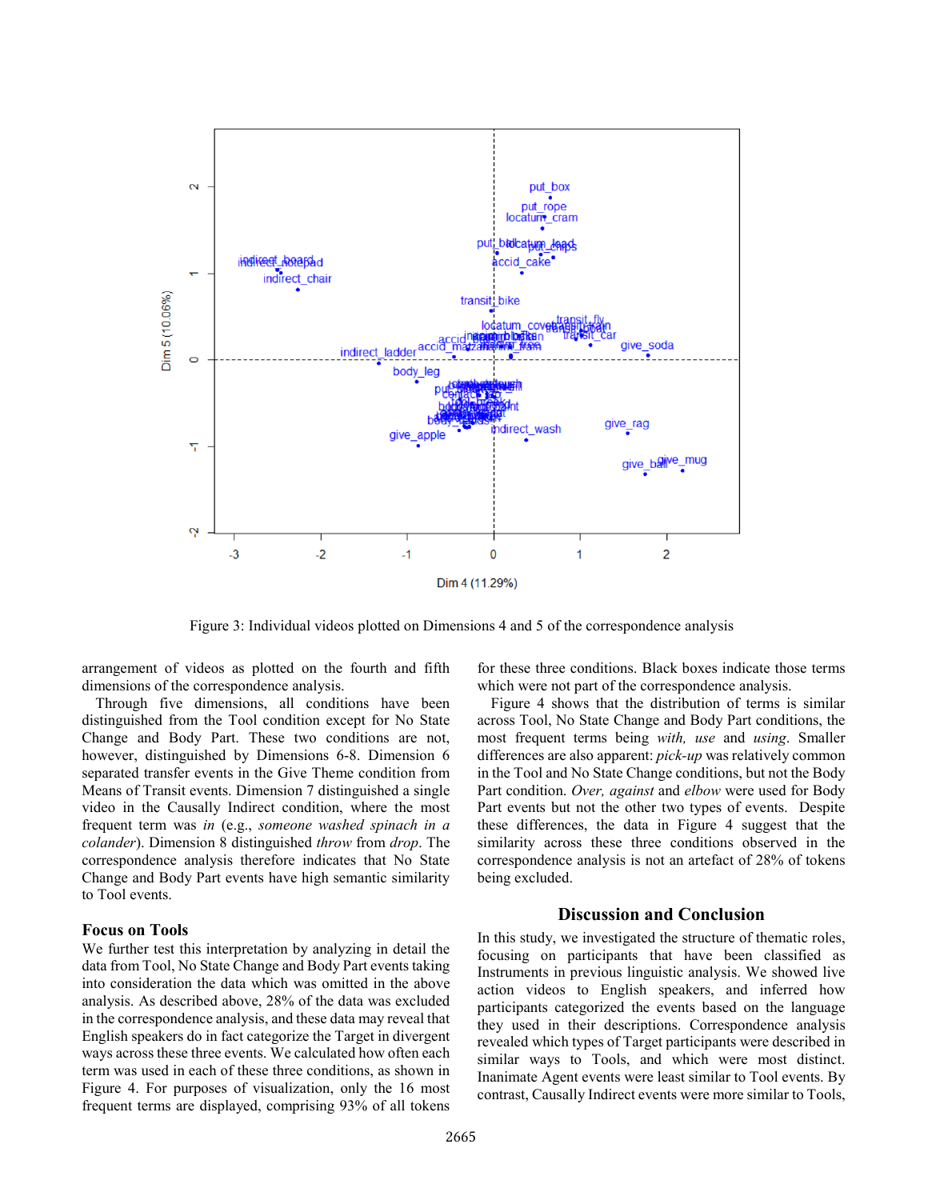Figure 3: Individual videos plotted on Dimensions 4 and 5 of the correspondence analysis

arrangement of videos as plotted on the fourth and fifth dimensions of the correspondence analysis.

Through five dimensions, all conditions have been distinguished from the Tool condition except for No State Change and Body Part. These two conditions are not, however, distinguished by Dimensions 6-8. Dimension 6 separated transfer events in the Give Theme condition from Means of Transit events. Dimension 7 distinguished a single video in the Causally Indirect condition, where the most frequent term was *in* (e.g., *someone washed spinach in a colander*). Dimension 8 distinguished *throw* from *drop*. The correspondence analysis therefore indicates that No State Change and Body Part events have high semantic similarity to Tool events.

## Focus on Tools

We further test this interpretation by analyzing in detail the data from Tool, No State Change and Body Part events taking into consideration the data which was omitted in the above analysis. As described above, 28% of the data was excluded in the correspondence analysis, and these data may reveal that English speakers do in fact categorize the Target in divergent ways across these three events. We calculated how often each term was used in each of these three conditions, as shown in Figure 4. For purposes of visualization, only the 16 most frequent terms are displayed, comprising 93% of all tokens for these three conditions. Black boxes indicate those terms which were not part of the correspondence analysis.

Figure 4 shows that the distribution of terms is similar across Tool, No State Change and Body Part conditions, the most frequent terms being *with, use* and *using*. Smaller differences are also apparent: *pick-up* was relatively common in the Tool and No State Change conditions, but not the Body Part condition. *Over, against* and *elbow* were used for Body Part events but not the other two types of events. Despite these differences, the data in Figure 4 suggest that the similarity across these three conditions observed in the correspondence analysis is not an artefact of 28% of tokens being excluded.

## Discussion and Conclusion

In this study, we investigated the structure of thematic roles, focusing on participants that have been classified as Instruments in previous linguistic analysis. We showed live action videos to English speakers, and inferred how participants categorized the events based on the language they used in their descriptions. Correspondence analysis revealed which types of Target participants were described in similar ways to Tools, and which were most distinct. Inanimate Agent events were least similar to Tool events. By contrast, Causally Indirect events were more similar to Tools,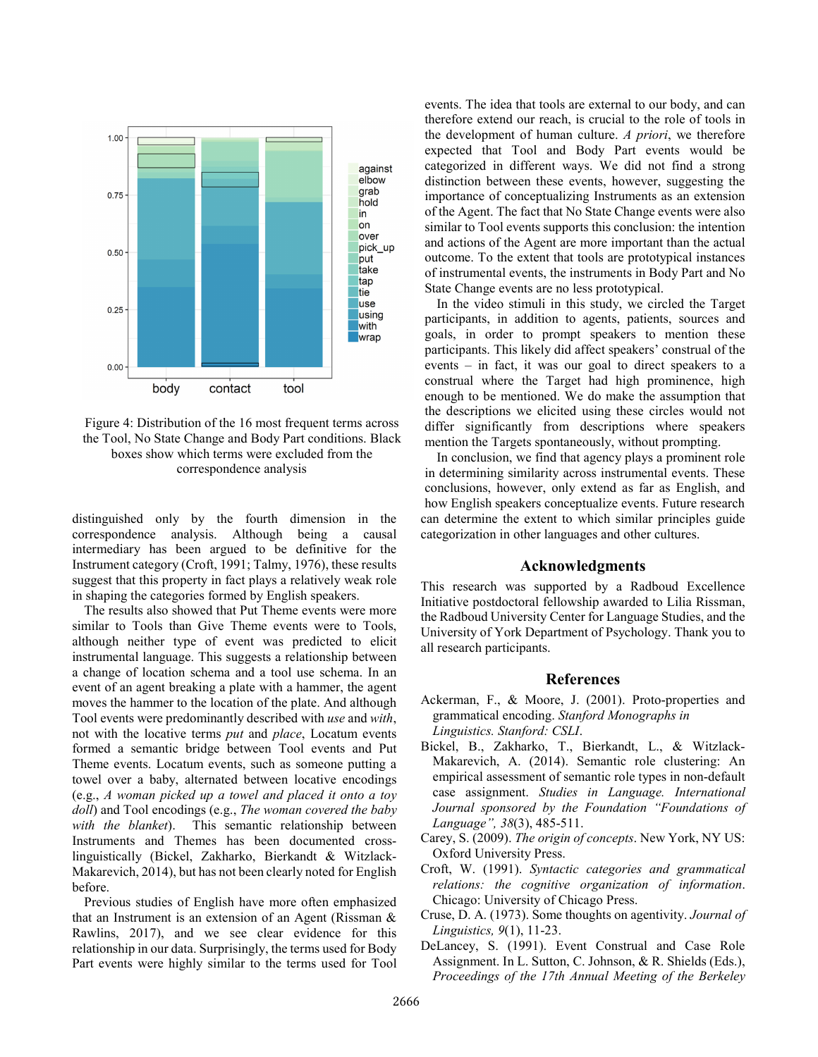Figure 4: Distribution of the 16 most frequent terms across the Tool, No State Change and Body Part conditions. Black boxes show which terms were excluded from the correspondence analysis

distinguished only by the fourth dimension in the correspondence analysis. Although being a causal intermediary has been argued to be definitive for the Instrument category (Croft, 1991; Talmy, 1976), these results suggest that this property in fact plays a relatively weak role in shaping the categories formed by English speakers.

The results also showed that Put Theme events were more similar to Tools than Give Theme events were to Tools, although neither type of event was predicted to elicit instrumental language. This suggests a relationship between a change of location schema and a tool use schema. In an event of an agent breaking a plate with a hammer, the agent moves the hammer to the location of the plate. And although Tool events were predominantly described with *use* and *with*, not with the locative terms *put* and *place*, Locatum events formed a semantic bridge between Tool events and Put Theme events. Locatum events, such as someone putting a towel over a baby, alternated between locative encodings (e.g., *A woman picked up a towel and placed it onto a toy doll*) and Tool encodings (e.g., *The woman covered the baby with the blanket*). This semantic relationship between Instruments and Themes has been documented cross-linguistically (Bickel, Zakharko, Bierkandt & Witzlack-Makarevich, 2014), but has not been clearly noted for English before.

Previous studies of English have more often emphasized that an Instrument is an extension of an Agent (Rissman & Rawlins, 2017), and we see clear evidence for this relationship in our data. Surprisingly, the terms used for Body Part events were highly similar to the terms used for Tool events. The idea that tools are external to our body, and can therefore extend our reach, is crucial to the role of tools in the development of human culture. *A priori*, we therefore expected that Tool and Body Part events would be categorized in different ways. We did not find a strong distinction between these events, however, suggesting the importance of conceptualizing Instruments as an extension of the Agent. The fact that No State Change events were also similar to Tool events supports this conclusion: the intention and actions of the Agent are more important than the actual outcome. To the extent that tools are prototypical instances of instrumental events, the instruments in Body Part and No State Change events are no less prototypical.

In the video stimuli in this study, we circled the Target participants, in addition to agents, patients, sources and goals, in order to prompt speakers to mention these participants. This likely did affect speakers' construal of the events – in fact, it was our goal to direct speakers to a construal where the Target had high prominence, high enough to be mentioned. We do make the assumption that the descriptions we elicited using these circles would not differ significantly from descriptions where speakers mention the Targets spontaneously, without prompting.

In conclusion, we find that agency plays a prominent role in determining similarity across instrumental events. These conclusions, however, only extend as far as English, and how English speakers conceptualize events. Future research can determine the extent to which similar principles guide categorization in other languages and other cultures.

## Acknowledgments

This research was supported by a Radboud Excellence Initiative postdoctoral fellowship awarded to Lilia Rissman, the Radboud University Center for Language Studies, and the University of York Department of Psychology. Thank you to all research participants.

## References

Ackerman, F., & Moore, J. (2001). Proto-properties and grammatical encoding. *Stanford Monographs in Linguistics. Stanford: CSLI*.

Bickel, B., Zakharko, T., Bierkandt, L., & Witzlack-Makarevich, A. (2014). Semantic role clustering: An empirical assessment of semantic role types in non-default case assignment. *Studies in Language. International Journal sponsored by the Foundation "Foundations of Language", 38*(3), 485-511.

Carey, S. (2009). *The origin of concepts*. New York, NY US: Oxford University Press.

Croft, W. (1991). *Syntactic categories and grammatical relations: the cognitive organization of information*. Chicago: University of Chicago Press.

Cruse, D. A. (1973). Some thoughts on agentivity. *Journal of Linguistics, 9*(1), 11-23.

DeLancey, S. (1991). Event Construal and Case Role Assignment. In L. Sutton, C. Johnson, & R. Shields (Eds.), *Proceedings of the 17th Annual Meeting of the Berkeley*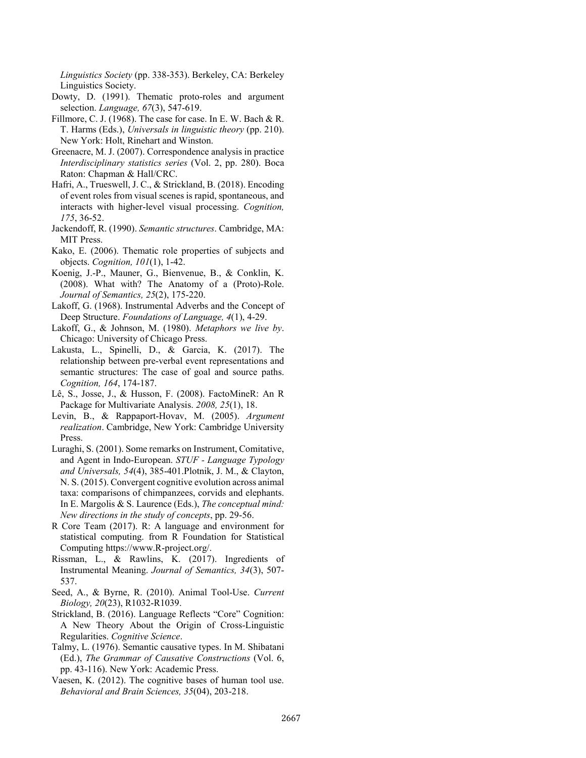*Linguistics Society* (pp. 338-353). Berkeley, CA: Berkeley Linguistics Society.

Dowty, D. (1991). Thematic proto-roles and argument selection. *Language, 67*(3), 547-619.

Fillmore, C. J. (1968). The case for case. In E. W. Bach & R. T. Harms (Eds.), *Universals in linguistic theory* (pp. 210). New York: Holt, Rinehart and Winston.

Greenacre, M. J. (2007). Correspondence analysis in practice *Interdisciplinary statistics series* (Vol. 2, pp. 280). Boca Raton: Chapman & Hall/CRC.

Hafri, A., Trueswell, J. C., & Strickland, B. (2018). Encoding of event roles from visual scenes is rapid, spontaneous, and interacts with higher-level visual processing. *Cognition, 175*, 36-52.

Jackendoff, R. (1990). *Semantic structures*. Cambridge, MA: MIT Press.

Kako, E. (2006). Thematic role properties of subjects and objects. *Cognition, 101*(1), 1-42.

Koenig, J.-P., Mauner, G., Bienvenue, B., & Conklin, K. (2008). What with? The Anatomy of a (Proto)-Role. *Journal of Semantics, 25*(2), 175-220.

Lakoff, G. (1968). Instrumental Adverbs and the Concept of Deep Structure. *Foundations of Language, 4*(1), 4-29.

Lakoff, G., & Johnson, M. (1980). *Metaphors we live by*. Chicago: University of Chicago Press.

Lakusta, L., Spinelli, D., & Garcia, K. (2017). The relationship between pre-verbal event representations and semantic structures: The case of goal and source paths. *Cognition, 164*, 174-187.

Lê, S., Josse, J., & Husson, F. (2008). FactoMineR: An R Package for Multivariate Analysis. *2008, 25*(1), 18.

Levin, B., & Rappaport-Hovav, M. (2005). *Argument realization*. Cambridge, New York: Cambridge University Press.

Luraghi, S. (2001). Some remarks on Instrument, Comitative, and Agent in Indo-European. *STUF - Language Typology and Universals, 54*(4), 385-401.Plotnik, J. M., & Clayton, N. S. (2015). Convergent cognitive evolution across animal taxa: comparisons of chimpanzees, corvids and elephants. In E. Margolis & S. Laurence (Eds.), *The conceptual mind: New directions in the study of concepts*, pp. 29-56.

R Core Team (2017). R: A language and environment for statistical computing. from R Foundation for Statistical Computing https://www.R-project.org/.

Rissman, L., & Rawlins, K. (2017). Ingredients of Instrumental Meaning. *Journal of Semantics, 34*(3), 507-537.

Seed, A., & Byrne, R. (2010). Animal Tool-Use. *Current Biology, 20*(23), R1032-R1039.

Strickland, B. (2016). Language Reflects "Core" Cognition: A New Theory About the Origin of Cross-Linguistic Regularities. *Cognitive Science*.

Talmy, L. (1976). Semantic causative types. In M. Shibatani (Ed.), *The Grammar of Causative Constructions* (Vol. 6, pp. 43-116). New York: Academic Press.

Vaesen, K. (2012). The cognitive bases of human tool use. *Behavioral and Brain Sciences, 35*(04), 203-218.